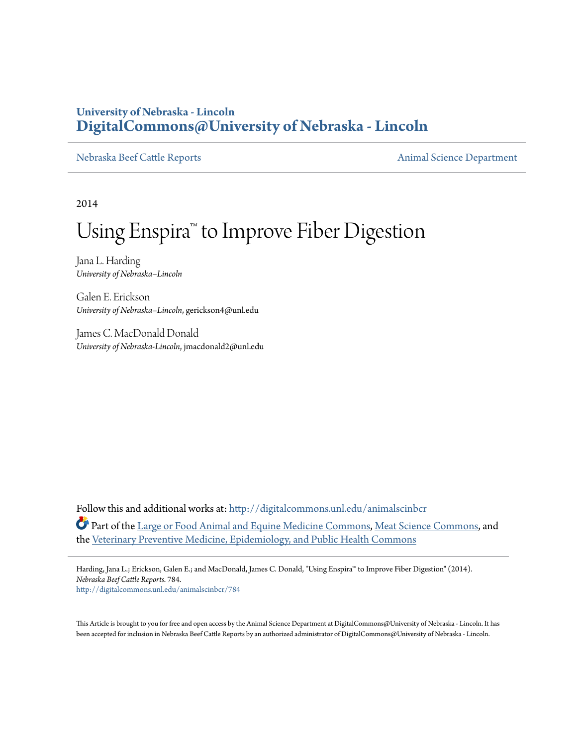**University of Nebraska - Lincoln**
**DigitalCommons@University of Nebraska - Lincoln**

Nebraska Beef Cattle Reports | Animal Science Department

2014

# Using Enspira™ to Improve Fiber Digestion

Jana L. Harding
*University of Nebraska–Lincoln*

Galen E. Erickson
*University of Nebraska–Lincoln*, gerickson4@unl.edu

James C. MacDonald Donald
*University of Nebraska-Lincoln*, jmacdonald2@unl.edu

Follow this and additional works at: http://digitalcommons.unl.edu/animalscinbcr

Part of the Large or Food Animal and Equine Medicine Commons, Meat Science Commons, and the Veterinary Preventive Medicine, Epidemiology, and Public Health Commons

Harding, Jana L.; Erickson, Galen E.; and MacDonald, James C. Donald, "Using Enspira™ to Improve Fiber Digestion" (2014). *Nebraska Beef Cattle Reports*. 784.
http://digitalcommons.unl.edu/animalscinbcr/784

This Article is brought to you for free and open access by the Animal Science Department at DigitalCommons@University of Nebraska - Lincoln. It has been accepted for inclusion in Nebraska Beef Cattle Reports by an authorized administrator of DigitalCommons@University of Nebraska - Lincoln.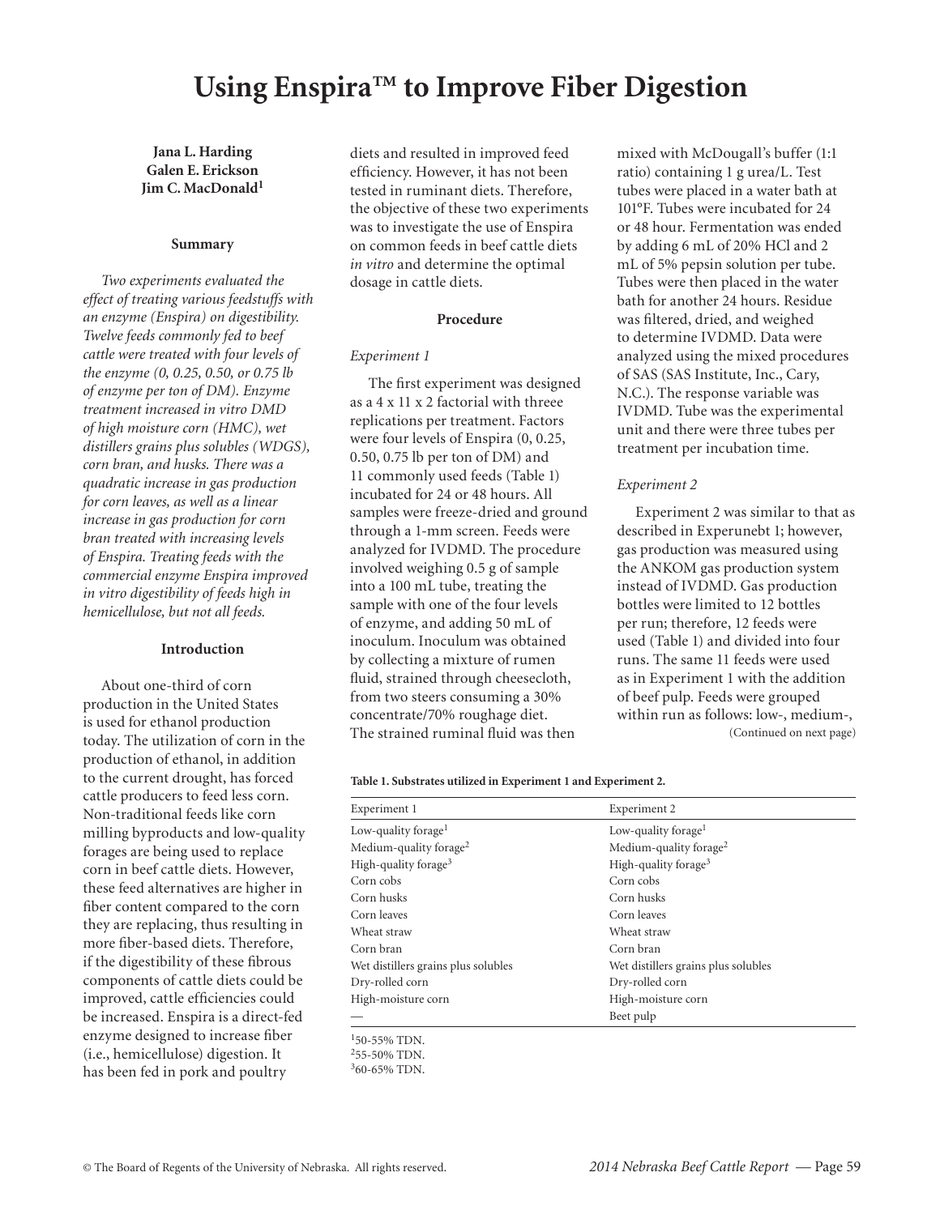# Using Enspira™ to Improve Fiber Digestion

**Jana L. Harding**
**Galen E. Erickson**
**Jim C. MacDonald[1]**

## Summary

*Two experiments evaluated the effect of treating various feedstuffs with an enzyme (Enspira) on digestibility. Twelve feeds commonly fed to beef cattle were treated with four levels of the enzyme (0, 0.25, 0.50, or 0.75 lb of enzyme per ton of DM). Enzyme treatment increased in vitro DMD of high moisture corn (HMC), wet distillers grains plus solubles (WDGS), corn bran, and husks. There was a quadratic increase in gas production for corn leaves, as well as a linear increase in gas production for corn bran treated with increasing levels of Enspira. Treating feeds with the commercial enzyme Enspira improved in vitro digestibility of feeds high in hemicellulose, but not all feeds.*

## Introduction

About one-third of corn production in the United States is used for ethanol production today. The utilization of corn in the production of ethanol, in addition to the current drought, has forced cattle producers to feed less corn. Non-traditional feeds like corn milling byproducts and low-quality forages are being used to replace corn in beef cattle diets. However, these feed alternatives are higher in fiber content compared to the corn they are replacing, thus resulting in more fiber-based diets. Therefore, if the digestibility of these fibrous components of cattle diets could be improved, cattle efficiencies could be increased. Enspira is a direct-fed enzyme designed to increase fiber (i.e., hemicellulose) digestion. It has been fed in pork and poultry diets and resulted in improved feed efficiency. However, it has not been tested in ruminant diets. Therefore, the objective of these two experiments was to investigate the use of Enspira on common feeds in beef cattle diets *in vitro* and determine the optimal dosage in cattle diets.

## Procedure

### *Experiment 1*

The first experiment was designed as a 4 x 11 x 2 factorial with threee replications per treatment. Factors were four levels of Enspira (0, 0.25, 0.50, 0.75 lb per ton of DM) and 11 commonly used feeds (Table 1) incubated for 24 or 48 hours. All samples were freeze-dried and ground through a 1-mm screen. Feeds were analyzed for IVDMD. The procedure involved weighing 0.5 g of sample into a 100 mL tube, treating the sample with one of the four levels of enzyme, and adding 50 mL of inoculum. Inoculum was obtained by collecting a mixture of rumen fluid, strained through cheesecloth, from two steers consuming a 30% concentrate/70% roughage diet. The strained ruminal fluid was then mixed with McDougall's buffer (1:1 ratio) containing 1 g urea/L. Test tubes were placed in a water bath at 101°F. Tubes were incubated for 24 or 48 hour. Fermentation was ended by adding 6 mL of 20% HCl and 2 mL of 5% pepsin solution per tube. Tubes were then placed in the water bath for another 24 hours. Residue was filtered, dried, and weighed to determine IVDMD. Data were analyzed using the mixed procedures of SAS (SAS Institute, Inc., Cary, N.C.). The response variable was IVDMD. Tube was the experimental unit and there were three tubes per treatment per incubation time.

### *Experiment 2*

Experiment 2 was similar to that as described in Experunebt 1; however, gas production was measured using the ANKOM gas production system instead of IVDMD. Gas production bottles were limited to 12 bottles per run; therefore, 12 feeds were used (Table 1) and divided into four runs. The same 11 feeds were used as in Experiment 1 with the addition of beef pulp. Feeds were grouped within run as follows: low-, medium-,

(Continued on next page)

**Table 1. Substrates utilized in Experiment 1 and Experiment 2.**

| Experiment 1 | Experiment 2 |
|---|---|
| Low-quality forage[1] | Low-quality forage[1] |
| Medium-quality forage[2] | Medium-quality forage[2] |
| High-quality forage[3] | High-quality forage[3] |
| Corn cobs | Corn cobs |
| Corn husks | Corn husks |
| Corn leaves | Corn leaves |
| Wheat straw | Wheat straw |
| Corn bran | Corn bran |
| Wet distillers grains plus solubles | Wet distillers grains plus solubles |
| Dry-rolled corn | Dry-rolled corn |
| High-moisture corn | High-moisture corn |
| — | Beet pulp |

[1]50-55% TDN.
[2]55-50% TDN.
[3]60-65% TDN.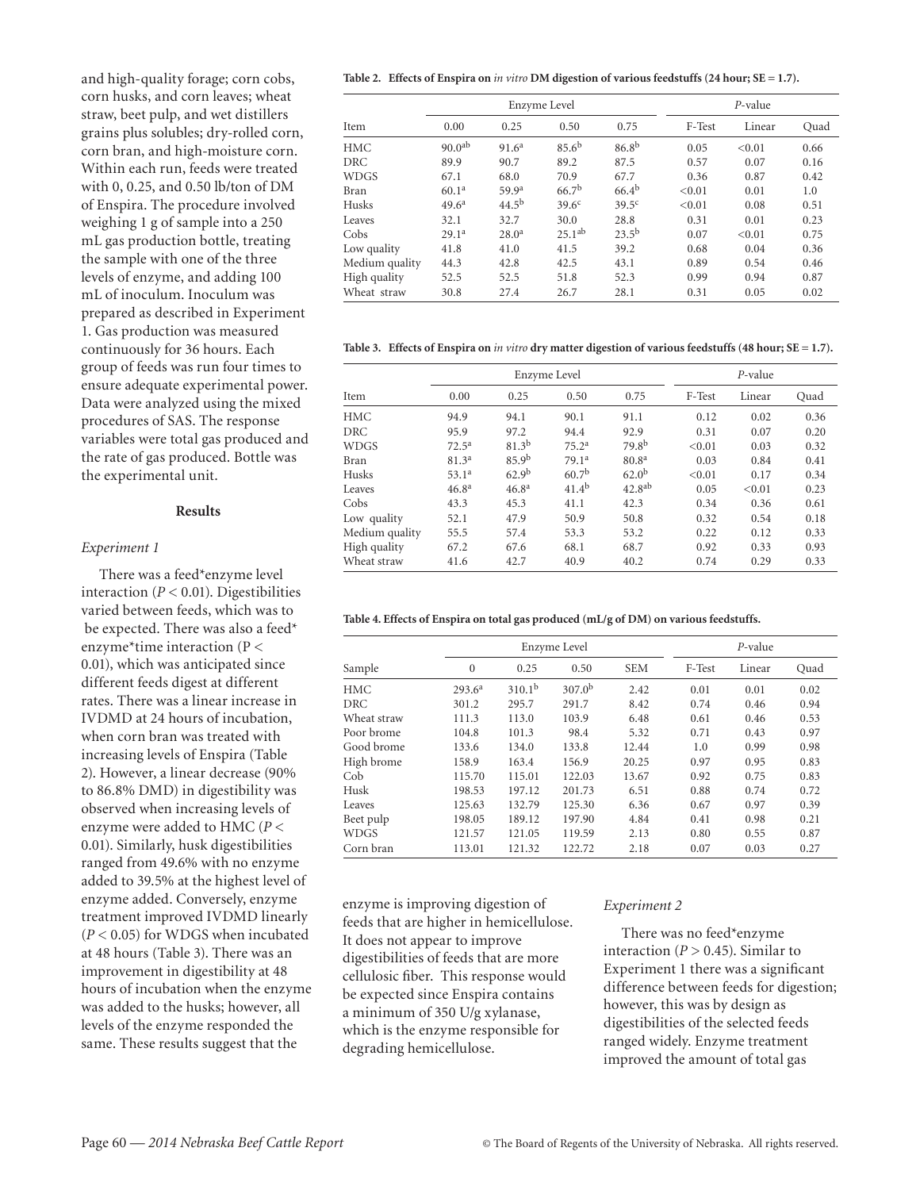and high-quality forage; corn cobs, corn husks, and corn leaves; wheat straw, beet pulp, and wet distillers grains plus solubles; dry-rolled corn, corn bran, and high-moisture corn. Within each run, feeds were treated with 0, 0.25, and 0.50 lb/ton of DM of Enspira. The procedure involved weighing 1 g of sample into a 250 mL gas production bottle, treating the sample with one of the three levels of enzyme, and adding 100 mL of inoculum. Inoculum was prepared as described in Experiment 1. Gas production was measured continuously for 36 hours. Each group of feeds was run four times to ensure adequate experimental power. Data were analyzed using the mixed procedures of SAS. The response variables were total gas produced and the rate of gas produced. Bottle was the experimental unit.

## Results

### *Experiment 1*

There was a feed*enzyme level interaction ($P < 0.01$). Digestibilities varied between feeds, which was to be expected. There was also a feed* enzyme*time interaction ($P < 0.01$), which was anticipated since different feeds digest at different rates. There was a linear increase in IVDMD at 24 hours of incubation, when corn bran was treated with increasing levels of Enspira (Table 2). However, a linear decrease (90% to 86.8% DMD) in digestibility was observed when increasing levels of enzyme were added to HMC ($P < 0.01$). Similarly, husk digestibilities ranged from 49.6% with no enzyme added to 39.5% at the highest level of enzyme added. Conversely, enzyme treatment improved IVDMD linearly ($P < 0.05$) for WDGS when incubated at 48 hours (Table 3). There was an improvement in digestibility at 48 hours of incubation when the enzyme was added to the husks; however, all levels of the enzyme responded the same. These results suggest that the enzyme is improving digestion of feeds that are higher in hemicellulose. It does not appear to improve digestibilities of feeds that are more cellulosic fiber. This response would be expected since Enspira contains a minimum of 350 U/g xylanase, which is the enzyme responsible for degrading hemicellulose.

**Table 2. Effects of Enspira on *in vitro* DM digestion of various feedstuffs (24 hour; SE = 1.7).**

| | Enzyme Level | | | | *P*-value | | |
|---|---|---|---|---|---|---|---|
| Item | 0.00 | 0.25 | 0.50 | 0.75 | F-Test | Linear | Quad |
| HMC | 90.0[ab] | 91.6[a] | 85.6[b] | 86.8[b] | 0.05 | <0.01 | 0.66 |
| DRC | 89.9 | 90.7 | 89.2 | 87.5 | 0.57 | 0.07 | 0.16 |
| WDGS | 67.1 | 68.0 | 70.9 | 67.7 | 0.36 | 0.87 | 0.42 |
| Bran | 60.1[a] | 59.9[a] | 66.7[b] | 66.4[b] | <0.01 | 0.01 | 1.0 |
| Husks | 49.6[a] | 44.5[b] | 39.6[c] | 39.5[c] | <0.01 | 0.08 | 0.51 |
| Leaves | 32.1 | 32.7 | 30.0 | 28.8 | 0.31 | 0.01 | 0.23 |
| Cobs | 29.1[a] | 28.0[a] | 25.1[ab] | 23.5[b] | 0.07 | <0.01 | 0.75 |
| Low quality | 41.8 | 41.0 | 41.5 | 39.2 | 0.68 | 0.04 | 0.36 |
| Medium quality | 44.3 | 42.8 | 42.5 | 43.1 | 0.89 | 0.54 | 0.46 |
| High quality | 52.5 | 52.5 | 51.8 | 52.3 | 0.99 | 0.94 | 0.87 |
| Wheat straw | 30.8 | 27.4 | 26.7 | 28.1 | 0.31 | 0.05 | 0.02 |

**Table 3. Effects of Enspira on *in vitro* dry matter digestion of various feedstuffs (48 hour; SE = 1.7).**

| | Enzyme Level | | | | *P*-value | | |
|---|---|---|---|---|---|---|---|
| Item | 0.00 | 0.25 | 0.50 | 0.75 | F-Test | Linear | Quad |
| HMC | 94.9 | 94.1 | 90.1 | 91.1 | 0.12 | 0.02 | 0.36 |
| DRC | 95.9 | 97.2 | 94.4 | 92.9 | 0.31 | 0.07 | 0.20 |
| WDGS | 72.5[a] | 81.3[b] | 75.2[a] | 79.8[b] | <0.01 | 0.03 | 0.32 |
| Bran | 81.3[a] | 85.9[b] | 79.1[a] | 80.8[a] | 0.03 | 0.84 | 0.41 |
| Husks | 53.1[a] | 62.9[b] | 60.7[b] | 62.0[b] | <0.01 | 0.17 | 0.34 |
| Leaves | 46.8[a] | 46.8[a] | 41.4[b] | 42.8[ab] | 0.05 | <0.01 | 0.23 |
| Cobs | 43.3 | 45.3 | 41.1 | 42.3 | 0.34 | 0.36 | 0.61 |
| Low quality | 52.1 | 47.9 | 50.9 | 50.8 | 0.32 | 0.54 | 0.18 |
| Medium quality | 55.5 | 57.4 | 53.3 | 53.2 | 0.22 | 0.12 | 0.33 |
| High quality | 67.2 | 67.6 | 68.1 | 68.7 | 0.92 | 0.33 | 0.93 |
| Wheat straw | 41.6 | 42.7 | 40.9 | 40.2 | 0.74 | 0.29 | 0.33 |

**Table 4. Effects of Enspira on total gas produced (mL/g of DM) on various feedstuffs.**

| | Enzyme Level | | | | *P*-value | | |
|---|---|---|---|---|---|---|---|
| Sample | 0 | 0.25 | 0.50 | SEM | F-Test | Linear | Quad |
| HMC | 293.6[a] | 310.1[b] | 307.0[b] | 2.42 | 0.01 | 0.01 | 0.02 |
| DRC | 301.2 | 295.7 | 291.7 | 8.42 | 0.74 | 0.46 | 0.94 |
| Wheat straw | 111.3 | 113.0 | 103.9 | 6.48 | 0.61 | 0.46 | 0.53 |
| Poor brome | 104.8 | 101.3 | 98.4 | 5.32 | 0.71 | 0.43 | 0.97 |
| Good brome | 133.6 | 134.0 | 133.8 | 12.44 | 1.0 | 0.99 | 0.98 |
| High brome | 158.9 | 163.4 | 156.9 | 20.25 | 0.97 | 0.95 | 0.83 |
| Cob | 115.70 | 115.01 | 122.03 | 13.67 | 0.92 | 0.75 | 0.83 |
| Husk | 198.53 | 197.12 | 201.73 | 6.51 | 0.88 | 0.74 | 0.72 |
| Leaves | 125.63 | 132.79 | 125.30 | 6.36 | 0.67 | 0.97 | 0.39 |
| Beet pulp | 198.05 | 189.12 | 197.90 | 4.84 | 0.41 | 0.98 | 0.21 |
| WDGS | 121.57 | 121.05 | 119.59 | 2.13 | 0.80 | 0.55 | 0.87 |
| Corn bran | 113.01 | 121.32 | 122.72 | 2.18 | 0.07 | 0.03 | 0.27 |

### *Experiment 2*

There was no feed*enzyme interaction ($P > 0.45$). Similar to Experiment 1 there was a significant difference between feeds for digestion; however, this was by design as digestibilities of the selected feeds ranged widely. Enzyme treatment improved the amount of total gas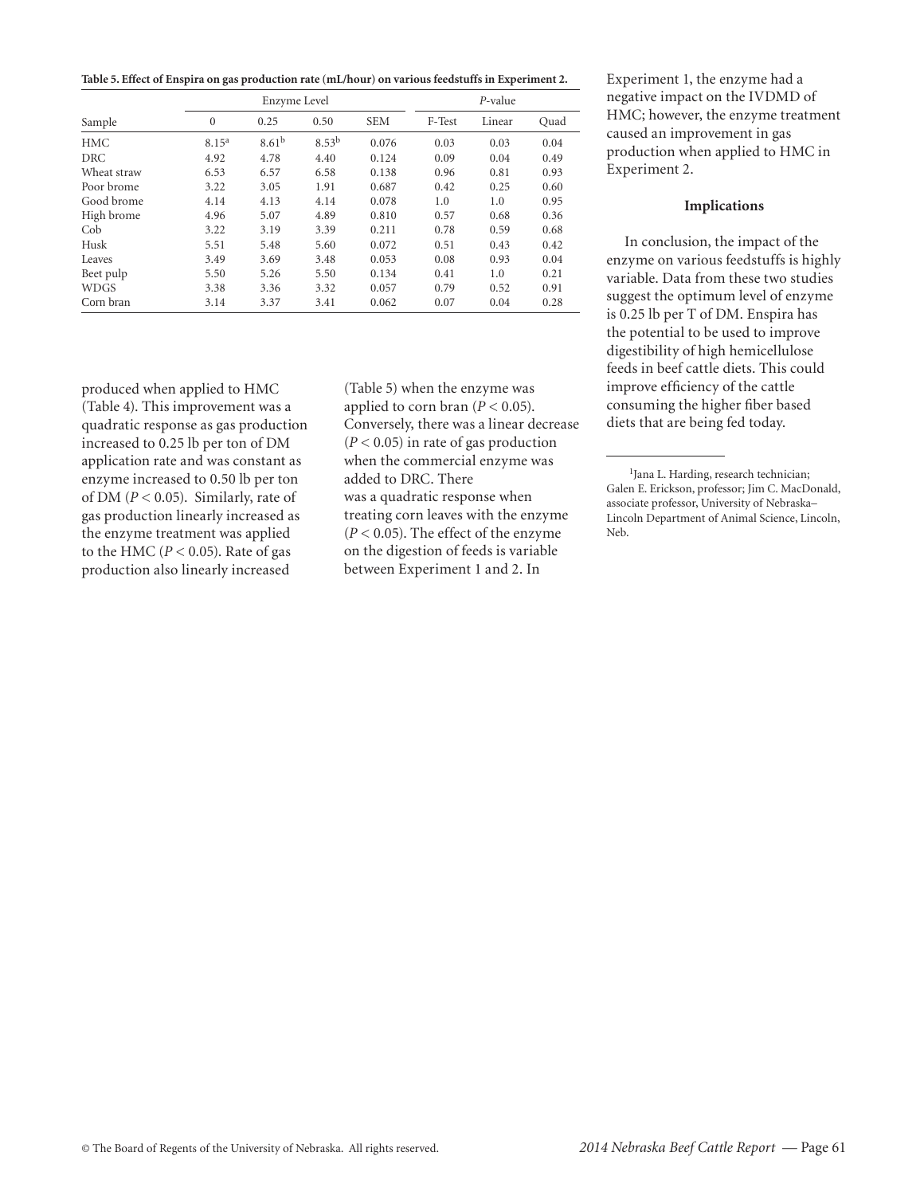**Table 5. Effect of Enspira on gas production rate (mL/hour) on various feedstuffs in Experiment 2.**

| | Enzyme Level | | | | *P*-value | | |
|---|---|---|---|---|---|---|---|
| Sample | 0 | 0.25 | 0.50 | SEM | F-Test | Linear | Quad |
| HMC | 8.15[a] | 8.61[b] | 8.53[b] | 0.076 | 0.03 | 0.03 | 0.04 |
| DRC | 4.92 | 4.78 | 4.40 | 0.124 | 0.09 | 0.04 | 0.49 |
| Wheat straw | 6.53 | 6.57 | 6.58 | 0.138 | 0.96 | 0.81 | 0.93 |
| Poor brome | 3.22 | 3.05 | 1.91 | 0.687 | 0.42 | 0.25 | 0.60 |
| Good brome | 4.14 | 4.13 | 4.14 | 0.078 | 1.0 | 1.0 | 0.95 |
| High brome | 4.96 | 5.07 | 4.89 | 0.810 | 0.57 | 0.68 | 0.36 |
| Cob | 3.22 | 3.19 | 3.39 | 0.211 | 0.78 | 0.59 | 0.68 |
| Husk | 5.51 | 5.48 | 5.60 | 0.072 | 0.51 | 0.43 | 0.42 |
| Leaves | 3.49 | 3.69 | 3.48 | 0.053 | 0.08 | 0.93 | 0.04 |
| Beet pulp | 5.50 | 5.26 | 5.50 | 0.134 | 0.41 | 1.0 | 0.21 |
| WDGS | 3.38 | 3.36 | 3.32 | 0.057 | 0.79 | 0.52 | 0.91 |
| Corn bran | 3.14 | 3.37 | 3.41 | 0.062 | 0.07 | 0.04 | 0.28 |

produced when applied to HMC (Table 4). This improvement was a quadratic response as gas production increased to 0.25 lb per ton of DM application rate and was constant as enzyme increased to 0.50 lb per ton of DM ($P < 0.05$). Similarly, rate of gas production linearly increased as the enzyme treatment was applied to the HMC ($P < 0.05$). Rate of gas production also linearly increased (Table 5) when the enzyme was applied to corn bran ($P < 0.05$). Conversely, there was a linear decrease ($P < 0.05$) in rate of gas production when the commercial enzyme was added to DRC. There was a quadratic response when treating corn leaves with the enzyme ($P < 0.05$). The effect of the enzyme on the digestion of feeds is variable between Experiment 1 and 2. In Experiment 1, the enzyme had a negative impact on the IVDMD of HMC; however, the enzyme treatment caused an improvement in gas production when applied to HMC in Experiment 2.

### Implications

In conclusion, the impact of the enzyme on various feedstuffs is highly variable. Data from these two studies suggest the optimum level of enzyme is 0.25 lb per T of DM. Enspira has the potential to be used to improve digestibility of high hemicellulose feeds in beef cattle diets. This could improve efficiency of the cattle consuming the higher fiber based diets that are being fed today.

---

[1]Jana L. Harding, research technician; Galen E. Erickson, professor; Jim C. MacDonald, associate professor, University of Nebraska–Lincoln Department of Animal Science, Lincoln, Neb.